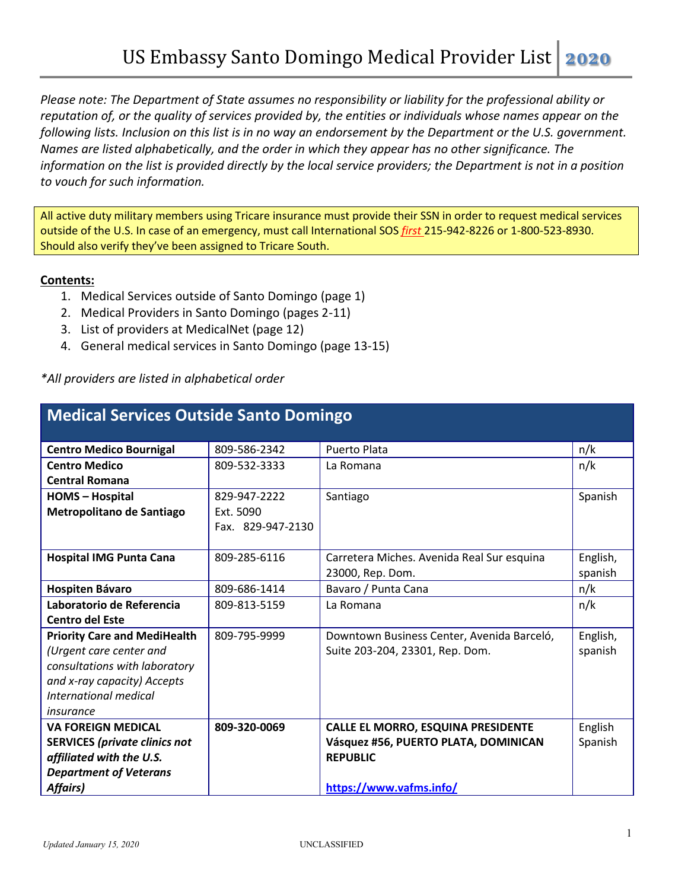# US Embassy Santo Domingo Medical Provider List **2020**

*Please note: The Department of State assumes no responsibility or liability for the professional ability or reputation of, or the quality of services provided by, the entities or individuals whose names appear on the following lists. Inclusion on this list is in no way an endorsement by the Department or the U.S. government. Names are listed alphabetically, and the order in which they appear has no other significance. The information on the list is provided directly by the local service providers; the Department is not in a position to vouch for such information.*

All active duty military members using Tricare insurance must provide their SSN in order to request medical services outside of the U.S. In case of an emergency, must call International SOS *first* 215-942-8226 or 1-800-523-8930. Should also verify they've been assigned to Tricare South.

**Contents:**

1. Medical Services outside of Santo Domingo (page 1)
2. Medical Providers in Santo Domingo (pages 2-11)
3. List of providers at MedicalNet (page 12)
4. General medical services in Santo Domingo (page 13-15)

*\*All providers are listed in alphabetical order*

## Medical Services Outside Santo Domingo

| | | | |
|---|---|---|---|
| **Centro Medico Bournigal** | 809-586-2342 | Puerto Plata | n/k |
| **Centro Medico Central Romana** | 809-532-3333 | La Romana | n/k |
| **HOMS – Hospital Metropolitano de Santiago** | 829-947-2222 Ext. 5090 Fax. 829-947-2130 | Santiago | Spanish |
| **Hospital IMG Punta Cana** | 809-285-6116 | Carretera Miches. Avenida Real Sur esquina 23000, Rep. Dom. | English, spanish |
| **Hospiten Bávaro** | 809-686-1414 | Bavaro / Punta Cana | n/k |
| **Laboratorio de Referencia Centro del Este** | 809-813-5159 | La Romana | n/k |
| **Priority Care and MediHealth** *(Urgent care center and consultations with laboratory and x-ray capacity) Accepts International medical insurance* | 809-795-9999 | Downtown Business Center, Avenida Barceló, Suite 203-204, 23301, Rep. Dom. | English, spanish |
| **VA FOREIGN MEDICAL SERVICES** ***(private clinics not affiliated with the U.S. Department of Veterans Affairs)*** | **809-320-0069** | **CALLE EL MORRO, ESQUINA PRESIDENTE Vásquez #56, PUERTO PLATA, DOMINICAN REPUBLIC** **https://www.vafms.info/** | English Spanish |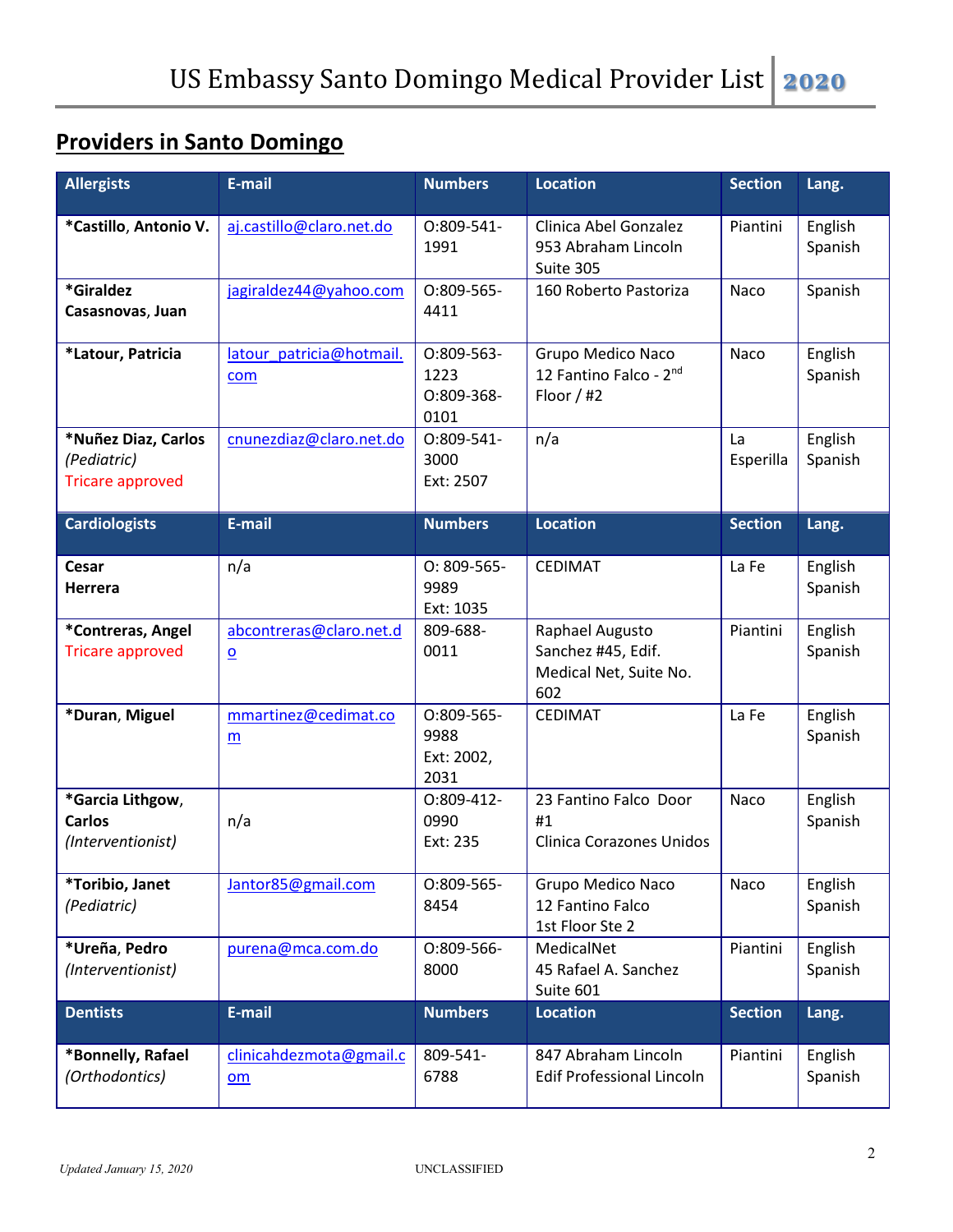## Providers in Santo Domingo

| Allergists | E-mail | Numbers | Location | Section | Lang. |
|---|---|---|---|---|---|
| ***Castillo**, **Antonio V.** | aj.castillo@claro.net.do | O:809-541-1991 | Clinica Abel Gonzalez 953 Abraham Lincoln Suite 305 | Piantini | English Spanish |
| ***Giraldez Casasnovas, Juan** | jagiraldez44@yahoo.com | O:809-565-4411 | 160 Roberto Pastoriza | Naco | Spanish |
| ***Latour, Patricia** | latour_patricia@hotmail.com | O:809-563-1223 O:809-368-0101 | Grupo Medico Naco 12 Fantino Falco - 2nd Floor / #2 | Naco | English Spanish |
| ***Nuñez Diaz, Carlos** *(Pediatric)* Tricare approved | cnunezdiaz@claro.net.do | O:809-541-3000 Ext: 2507 | n/a | La Esperilla | English Spanish |
| **Cardiologists** | **E-mail** | **Numbers** | **Location** | **Section** | **Lang.** |
| **Cesar Herrera** | n/a | O: 809-565-9989 Ext: 1035 | CEDIMAT | La Fe | English Spanish |
| ***Contreras, Angel** Tricare approved | abcontreras@claro.net.do | 809-688-0011 | Raphael Augusto Sanchez #45, Edif. Medical Net, Suite No. 602 | Piantini | English Spanish |
| ***Duran**, **Miguel** | mmartinez@cedimat.com | O:809-565-9988 Ext: 2002, 2031 | CEDIMAT | La Fe | English Spanish |
| ***Garcia Lithgow**, **Carlos** *(Interventionist)* | n/a | O:809-412-0990 Ext: 235 | 23 Fantino Falco Door #1 Clinica Corazones Unidos | Naco | English Spanish |
| ***Toribio, Janet** *(Pediatric)* | Jantor85@gmail.com | O:809-565-8454 | Grupo Medico Naco 12 Fantino Falco 1st Floor Ste 2 | Naco | English Spanish |
| ***Ureña**, **Pedro** *(Interventionist)* | purena@mca.com.do | O:809-566-8000 | MedicalNet 45 Rafael A. Sanchez Suite 601 | Piantini | English Spanish |
| **Dentists** | **E-mail** | **Numbers** | **Location** | **Section** | **Lang.** |
| ***Bonnelly, Rafael** *(Orthodontics)* | clinicahdezmota@gmail.com | 809-541-6788 | 847 Abraham Lincoln Edif Professional Lincoln | Piantini | English Spanish |

*Updated January 15, 2020* UNCLASSIFIED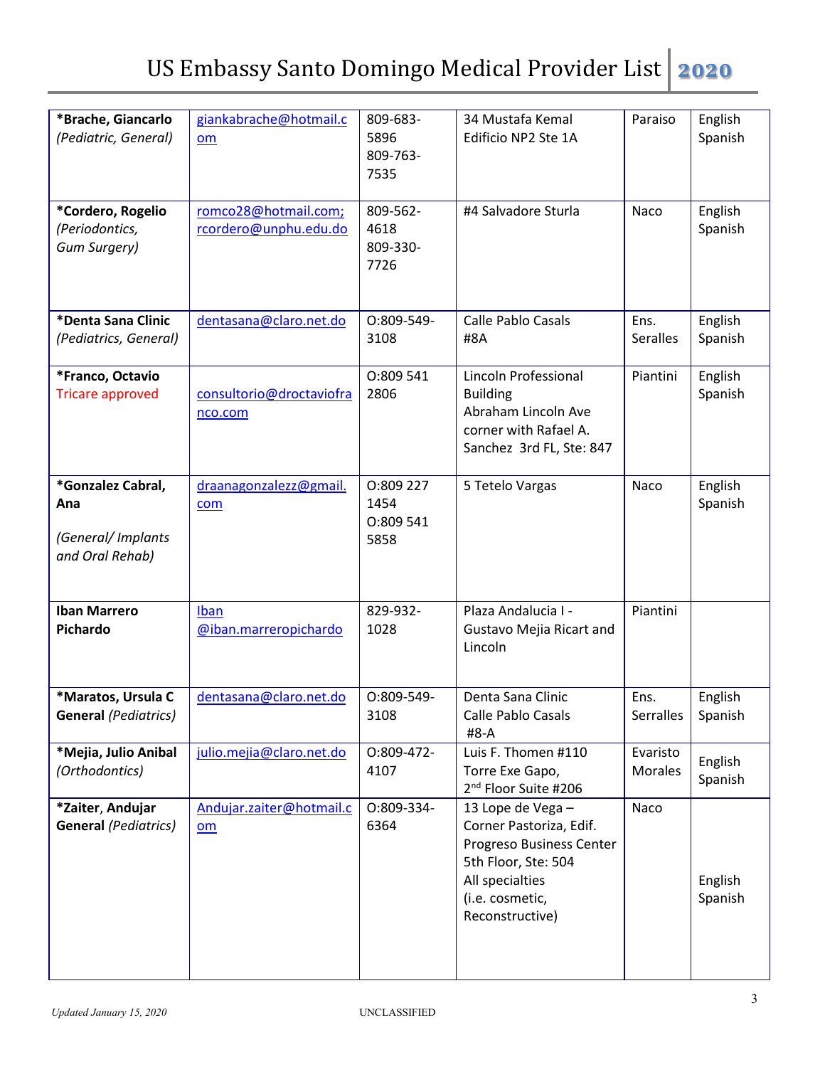| | | | | | |
|---|---|---|---|---|---|
| **\*Brache, Giancarlo** *(Pediatric, General)* | giankabrache@hotmail.com | 809-683-5896 809-763-7535 | 34 Mustafa Kemal Edificio NP2 Ste 1A | Paraiso | English Spanish |
| **\*Cordero, Rogelio** *(Periodontics, Gum Surgery)* | romco28@hotmail.com; rcordero@unphu.edu.do | 809-562-4618 809-330-7726 | #4 Salvadore Sturla | Naco | English Spanish |
| **\*Denta Sana Clinic** *(Pediatrics, General)* | dentasana@claro.net.do | O:809-549-3108 | Calle Pablo Casals #8A | Ens. Seralles | English Spanish |
| **\*Franco, Octavio** Tricare approved | consultorio@droctaviofranco.com | O:809 541 2806 | Lincoln Professional Building Abraham Lincoln Ave corner with Rafael A. Sanchez 3rd FL, Ste: 847 | Piantini | English Spanish |
| **\*Gonzalez Cabral, Ana** *(General/ Implants and Oral Rehab)* | draanagonzalezz@gmail.com | O:809 227 1454 O:809 541 5858 | 5 Tetelo Vargas | Naco | English Spanish |
| **Iban Marrero Pichardo** | Iban @iban.marreropichardo | 829-932-1028 | Plaza Andalucia I - Gustavo Mejia Ricart and Lincoln | Piantini | |
| **\*Maratos, Ursula C General** *(Pediatrics)* | dentasana@claro.net.do | O:809-549-3108 | Denta Sana Clinic Calle Pablo Casals #8-A | Ens. Serralles | English Spanish |
| **\*Mejia, Julio Anibal** *(Orthodontics)* | julio.mejia@claro.net.do | O:809-472-4107 | Luis F. Thomen #110 Torre Exe Gapo, 2nd Floor Suite #206 | Evaristo Morales | English Spanish |
| **\*Zaiter, Andujar General** *(Pediatrics)* | Andujar.zaiter@hotmail.com | O:809-334-6364 | 13 Lope de Vega – Corner Pastoriza, Edif. Progreso Business Center 5th Floor, Ste: 504 All specialties (i.e. cosmetic, Reconstructive) | Naco | English Spanish |

Updated January 15, 2020

UNCLASSIFIED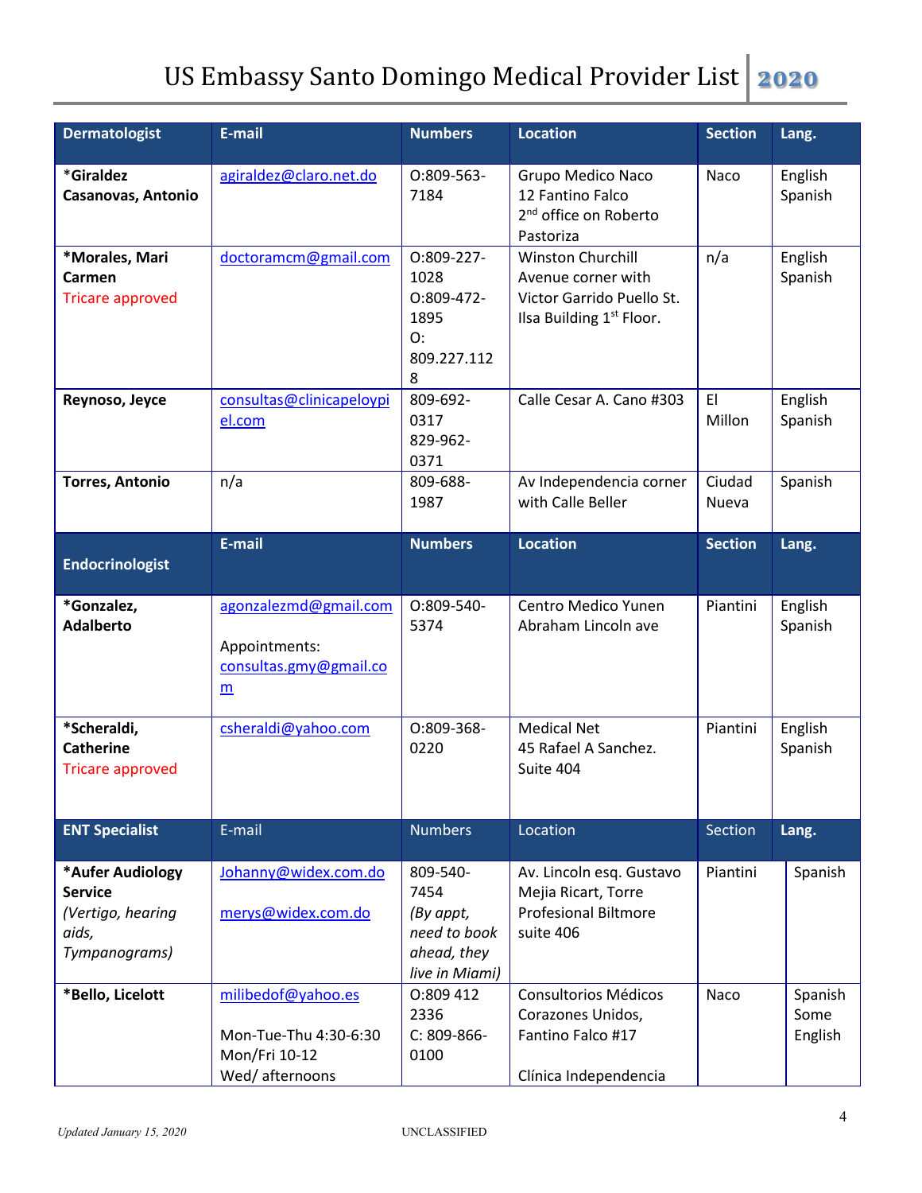# US Embassy Santo Domingo Medical Provider List 2020

| Dermatologist | E-mail | Numbers | Location | Section | Lang. |
|---|---|---|---|---|---|
| ***Giraldez Casanovas, Antonio** | agiraldez@claro.net.do | O:809-563-7184 | Grupo Medico Naco 12 Fantino Falco 2nd office on Roberto Pastoriza | Naco | English Spanish |
| ***Morales, Mari Carmen** Tricare approved | doctoramcm@gmail.com | O:809-227-1028 O:809-472-1895 O: 809.227.1128 | Winston Churchill Avenue corner with Victor Garrido Puello St. Ilsa Building 1st Floor. | n/a | English Spanish |
| **Reynoso, Jeyce** | consultas@clinicapeloypiel.com | 809-692-0317 829-962-0371 | Calle Cesar A. Cano #303 | El Millon | English Spanish |
| **Torres, Antonio** | n/a | 809-688-1987 | Av Independencia corner with Calle Beller | Ciudad Nueva | Spanish |
| **Endocrinologist** | **E-mail** | **Numbers** | **Location** | **Section** | **Lang.** |
| ***Gonzalez, Adalberto** | agonzalezmd@gmail.com Appointments: consultas.gmy@gmail.com | O:809-540-5374 | Centro Medico Yunen Abraham Lincoln ave | Piantini | English Spanish |
| ***Scheraldi, Catherine** Tricare approved | csheraldi@yahoo.com | O:809-368-0220 | Medical Net 45 Rafael A Sanchez. Suite 404 | Piantini | English Spanish |
| **ENT Specialist** | **E-mail** | **Numbers** | **Location** | **Section** | **Lang.** |
| ***Aufer Audiology Service** *(Vertigo, hearing aids, Tympanograms)* | Johanny@widex.com.do merys@widex.com.do | 809-540-7454 *(By appt, need to book ahead, they live in Miami)* | Av. Lincoln esq. Gustavo Mejia Ricart, Torre Profesional Biltmore suite 406 | Piantini | Spanish |
| ***Bello, Licelott** | milibedof@yahoo.es Mon-Tue-Thu 4:30-6:30 Mon/Fri 10-12 Wed/ afternoons | O:809 412 2336 C: 809-866-0100 | Consultorios Médicos Corazones Unidos, Fantino Falco #17 Clínica Independencia | Naco | Spanish Some English |

*Updated January 15, 2020*

UNCLASSIFIED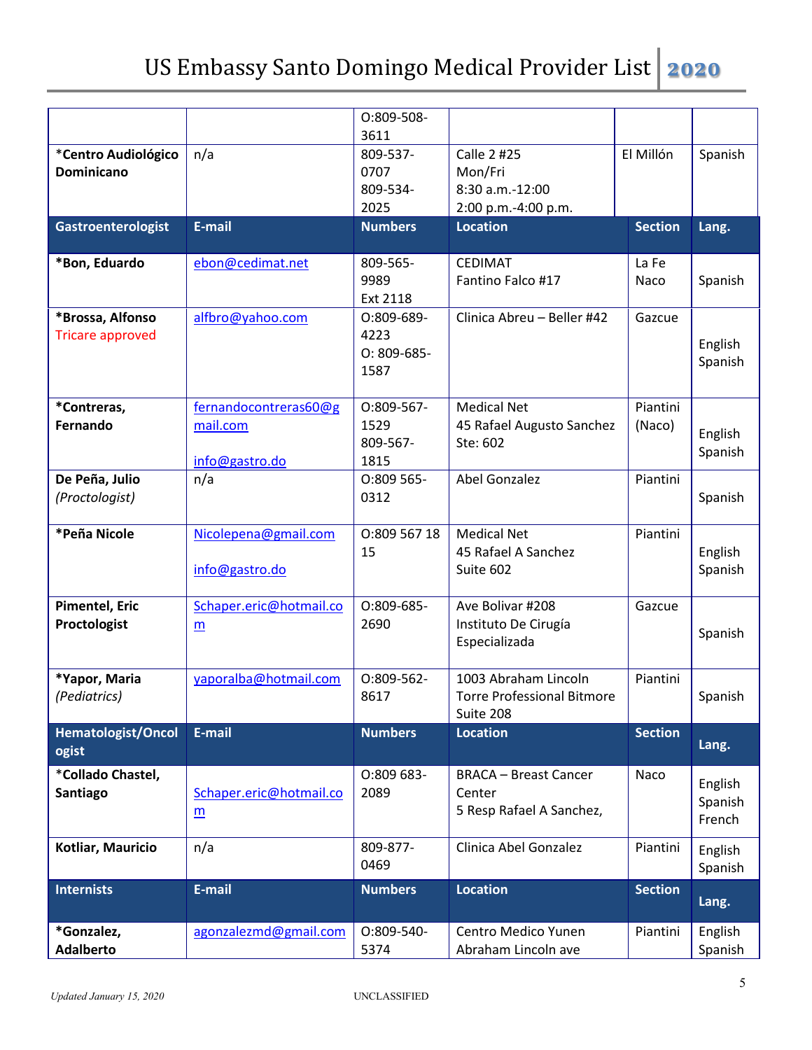| | | O:809-508-3611 | | | |
|---|---|---|---|---|---|
| *Centro Audiológico Dominicano | n/a | 809-537-0707<br>809-534-2025 | Calle 2 #25<br>Mon/Fri<br>8:30 a.m.-12:00<br>2:00 p.m.-4:00 p.m. | El Millón | Spanish |
| **Gastroenterologist** | **E-mail** | **Numbers** | **Location** | **Section** | **Lang.** |
| *Bon, Eduardo | ebon@cedimat.net | 809-565-9989<br>Ext 2118 | CEDIMAT<br>Fantino Falco #17 | La Fe<br>Naco | Spanish |
| *Brossa, Alfonso<br>Tricare approved | alfbro@yahoo.com | O:809-689-4223<br>O: 809-685-1587 | Clinica Abreu – Beller #42 | Gazcue | English<br>Spanish |
| *Contreras, Fernando | fernandocontreras60@gmail.com<br><br>info@gastro.do | O:809-567-1529<br>809-567-1815 | Medical Net<br>45 Rafael Augusto Sanchez<br>Ste: 602 | Piantini (Naco) | English<br>Spanish |
| De Peña, Julio<br>*(Proctologist)* | n/a | O:809 565-0312 | Abel Gonzalez | Piantini | Spanish |
| *Peña Nicole | Nicolepena@gmail.com<br><br>info@gastro.do | O:809 567 18 15 | Medical Net<br>45 Rafael A Sanchez<br>Suite 602 | Piantini | English<br>Spanish |
| Pimentel, Eric<br>Proctologist | Schaper.eric@hotmail.com | O:809-685-2690 | Ave Bolivar #208<br>Instituto De Cirugía Especializada | Gazcue | Spanish |
| *Yapor, Maria<br>*(Pediatrics)* | yaporalba@hotmail.com | O:809-562-8617 | 1003 Abraham Lincoln<br>Torre Professional Bitmore<br>Suite 208 | Piantini | Spanish |
| **Hematologist/Oncologist** | **E-mail** | **Numbers** | **Location** | **Section** | **Lang.** |
| *Collado Chastel, Santiago | Schaper.eric@hotmail.com | O:809 683-2089 | BRACA – Breast Cancer Center<br>5 Resp Rafael A Sanchez, | Naco | English<br>Spanish<br>French |
| Kotliar, Mauricio | n/a | 809-877-0469 | Clinica Abel Gonzalez | Piantini | English<br>Spanish |
| **Internists** | **E-mail** | **Numbers** | **Location** | **Section** | **Lang.** |
| *Gonzalez, Adalberto | agonzalezmd@gmail.com | O:809-540-5374 | Centro Medico Yunen<br>Abraham Lincoln ave | Piantini | English<br>Spanish |

*Updated January 15, 2020* UNCLASSIFIED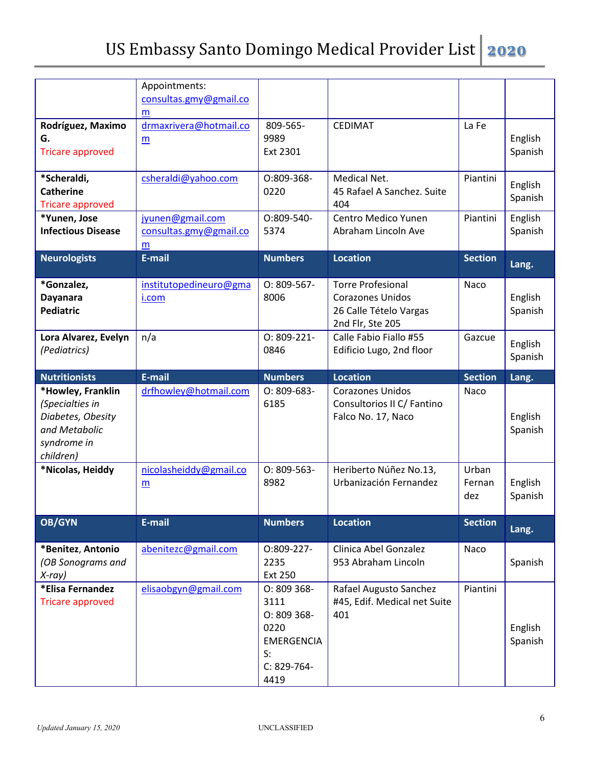| | | | | | |
|---|---|---|---|---|---|
| | Appointments: consultas.gmy@gmail.com | | | | |
| **Rodríguez, Maximo G.** Tricare approved | drmaxrivera@hotmail.com | 809-565-9989 Ext 2301 | CEDIMAT | La Fe | English Spanish |
| **\*Scheraldi, Catherine** Tricare approved | csheraldi@yahoo.com | O:809-368-0220 | Medical Net. 45 Rafael A Sanchez. Suite 404 | Piantini | English Spanish |
| **\*Yunen, Jose Infectious Disease** | jyunen@gmail.com consultas.gmy@gmail.com | O:809-540-5374 | Centro Medico Yunen Abraham Lincoln Ave | Piantini | English Spanish |
| **Neurologists** | **E-mail** | **Numbers** | **Location** | **Section** | **Lang.** |
| **\*Gonzalez, Dayanara Pediatric** | institutopedineuro@gmai.com | O: 809-567-8006 | Torre Profesional Corazones Unidos 26 Calle Tételo Vargas 2nd Flr, Ste 205 | Naco | English Spanish |
| **Lora Alvarez, Evelyn** *(Pediatrics)* | n/a | O: 809-221-0846 | Calle Fabio Fiallo #55 Edificio Lugo, 2nd floor | Gazcue | English Spanish |
| **Nutritionists** | **E-mail** | **Numbers** | **Location** | **Section** | **Lang.** |
| **\*Howley, Franklin** *(Specialties in Diabetes, Obesity and Metabolic syndrome in children)* | drfhowley@hotmail.com | O: 809-683-6185 | Corazones Unidos Consultorios II C/ Fantino Falco No. 17, Naco | Naco | English Spanish |
| **\*Nicolas, Heiddy** | nicolasheiddy@gmail.com | O: 809-563-8982 | Heriberto Núñez No.13, Urbanización Fernandez | Urban Fernandez | English Spanish |
| **OB/GYN** | **E-mail** | **Numbers** | **Location** | **Section** | **Lang.** |
| **\*Benitez, Antonio** *(OB Sonograms and X-ray)* | abenitezc@gmail.com | O:809-227-2235 Ext 250 | Clinica Abel Gonzalez 953 Abraham Lincoln | Naco | Spanish |
| **\*Elisa Fernandez** Tricare approved | elisaobgyn@gmail.com | O: 809 368-3111 O: 809 368-0220 EMERGENCIAS: C: 829-764-4419 | Rafael Augusto Sanchez #45, Edif. Medical net Suite 401 | Piantini | English Spanish |

Updated January 15, 2020

UNCLASSIFIED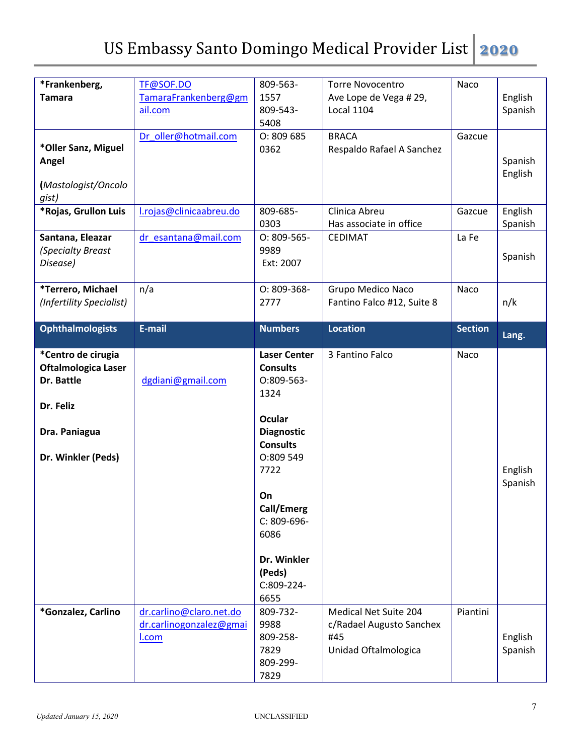| *Frankenberg, Tamara | TF@SOF.DO TamaraFrankenberg@gmail.com | 809-563-1557 809-543-5408 | Torre Novocentro Ave Lope de Vega # 29, Local 1104 | Naco | English Spanish |
|---|---|---|---|---|---|
| *Oller Sanz, Miguel Angel (*Mastologist/Oncologist)* | Dr_oller@hotmail.com | O: 809 685 0362 | BRACA Respaldo Rafael A Sanchez | Gazcue | Spanish English |
| *Rojas, Grullon Luis | l.rojas@clinicaabreu.do | 809-685-0303 | Clinica Abreu Has associate in office | Gazcue | English Spanish |
| Santana, Eleazar *(Specialty Breast Disease)* | dr_esantana@mail.com | O: 809-565-9989 Ext: 2007 | CEDIMAT | La Fe | Spanish |
| *Terrero, Michael *(Infertility Specialist)* | n/a | O: 809-368-2777 | Grupo Medico Naco Fantino Falco #12, Suite 8 | Naco | n/k |
| **Ophthalmologists** | **E-mail** | **Numbers** | **Location** | **Section** | **Lang.** |
| ***Centro de cirugia Oftalmologica Laser Dr. Battle**<br><br>**Dr. Feliz**<br><br>**Dra. Paniagua**<br><br>**Dr. Winkler (Peds)** | dgdiani@gmail.com | **Laser Center Consults** O:809-563-1324<br><br>**Ocular Diagnostic Consults** O:809 549 7722<br><br>**On Call/Emerg** C: 809-696-6086<br><br>**Dr. Winkler (Peds)** C:809-224-6655 | 3 Fantino Falco | Naco | English Spanish |
| *Gonzalez, Carlino | dr.carlino@claro.net.do dr.carlinogonzalez@gmail.com | 809-732-9988 809-258-7829 809-299-7829 | Medical Net Suite 204 c/Radael Augusto Sanchex #45 Unidad Oftalmologica | Piantini | English Spanish |

*Updated January 15, 2020* UNCLASSIFIED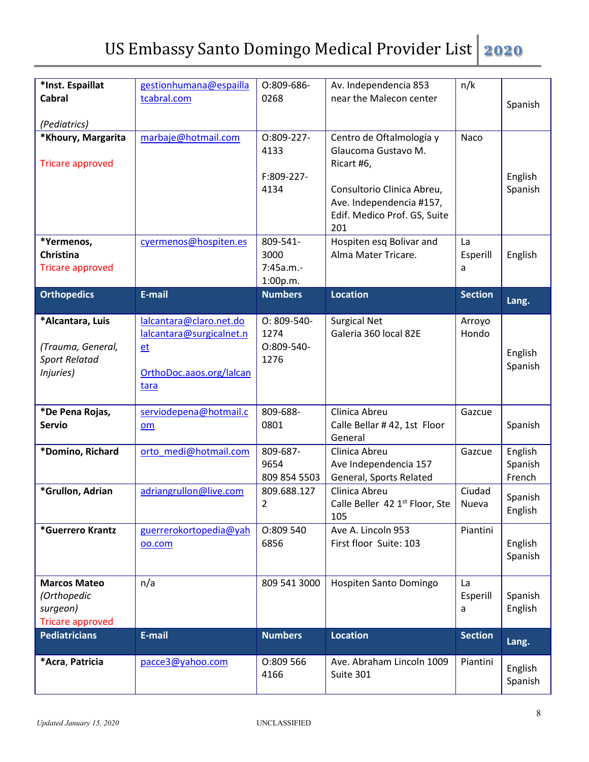| *Inst. Espaillat Cabral<br><br>*(Pediatrics)* | gestionhumana@espaillatcabral.com | O:809-686-0268 | Av. Independencia 853 near the Malecon center | n/k | Spanish |
|---|---|---|---|---|---|
| **\*Khoury, Margarita**<br><br>Tricare approved | marbaje@hotmail.com | O:809-227-4133<br><br>F:809-227-4134 | Centro de Oftalmología y Glaucoma Gustavo M. Ricart #6,<br><br>Consultorio Clinica Abreu, Ave. Independencia #157, Edif. Medico Prof. GS, Suite 201 | Naco | English Spanish |
| **\*Yermenos, Christina**<br>Tricare approved | cyermenos@hospiten.es | 809-541-3000 7:45a.m.-1:00p.m. | Hospiten esq Bolivar and Alma Mater Tricare. | La Esperilla | English |
| **Orthopedics** | **E-mail** | **Numbers** | **Location** | **Section** | **Lang.** |
| **\*Alcantara, Luis**<br><br>*(Trauma, General, Sport Relatad Injuries)* | lalcantara@claro.net.do<br>lalcantara@surgicalnet.net<br><br>OrthoDoc.aaos.org/lalcantara | O: 809-540-1274<br>O:809-540-1276 | Surgical Net<br>Galeria 360 local 82E | Arroyo Hondo | English Spanish |
| **\*De Pena Rojas, Servio** | serviodepena@hotmail.com | 809-688-0801 | Clinica Abreu<br>Calle Bellar # 42, 1st Floor<br>General | Gazcue | Spanish |
| **\*Domino, Richard** | orto_medi@hotmail.com | 809-687-9654<br>809 854 5503 | Clinica Abreu<br>Ave Independencia 157<br>General, Sports Related | Gazcue | English Spanish French |
| **\*Grullon, Adrian** | adriangrullon@live.com | 809.688.1272 | Clinica Abreu<br>Calle Beller 42 1st Floor, Ste 105 | Ciudad Nueva | Spanish English |
| **\*Guerrero Krantz** | guerrerokortopedia@yahoo.com | O:809 540 6856 | Ave A. Lincoln 953<br>First floor Suite: 103 | Piantini | English Spanish |
| **Marcos Mateo**<br>*(Orthopedic surgeon)*<br>Tricare approved | n/a | 809 541 3000 | Hospiten Santo Domingo | La Esperilla | Spanish English |
| **Pediatricians** | **E-mail** | **Numbers** | **Location** | **Section** | **Lang.** |
| **\*Acra, Patricia** | pacce3@yahoo.com | O:809 566 4166 | Ave. Abraham Lincoln 1009 Suite 301 | Piantini | English Spanish |

Updated January 15, 2020 UNCLASSIFIED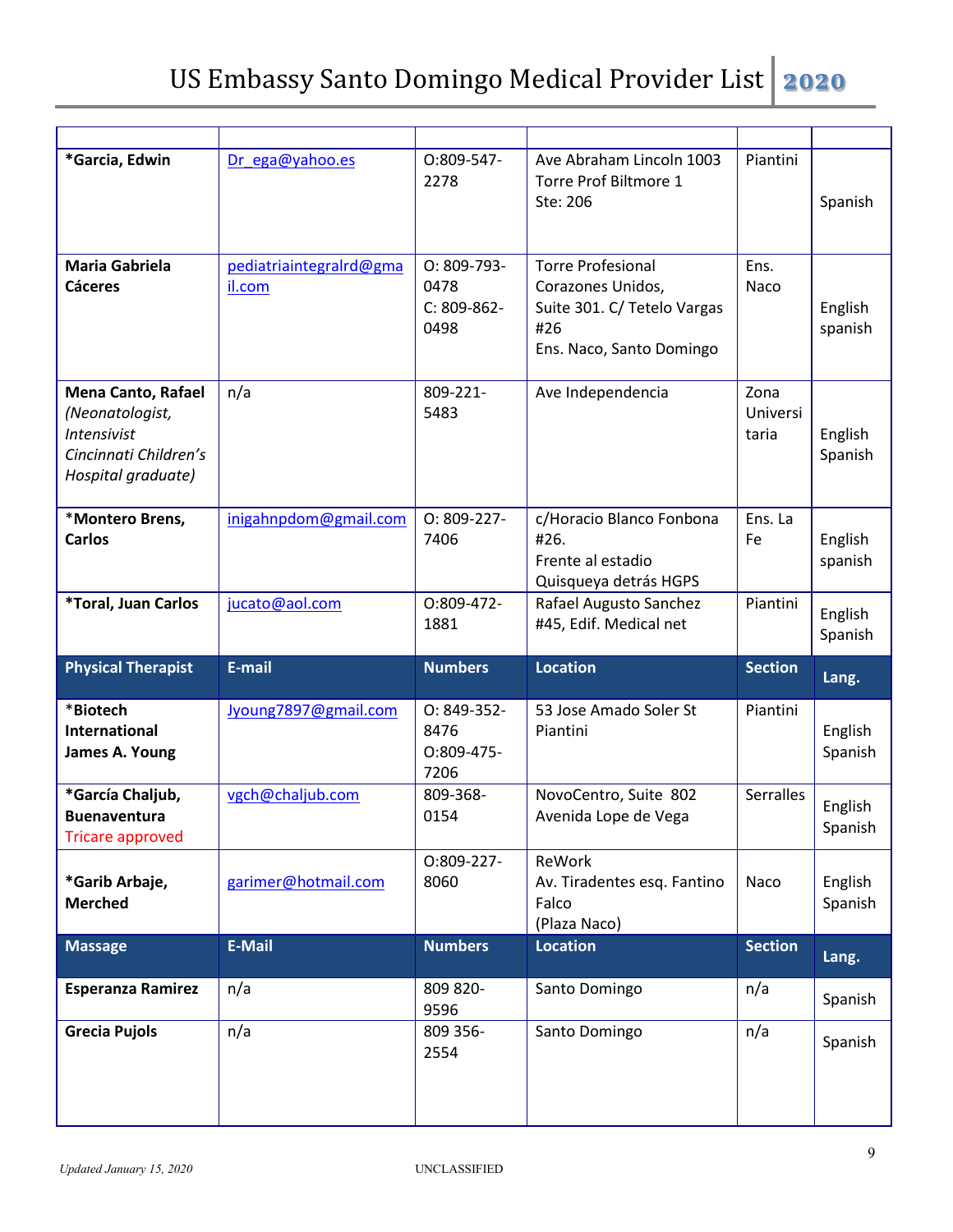| | | | | | |
|---|---|---|---|---|---|
| **\*Garcia, Edwin** | Dr_ega@yahoo.es | O:809-547-2278 | Ave Abraham Lincoln 1003 Torre Prof Biltmore 1 Ste: 206 | Piantini | Spanish |
| **Maria Gabriela Cáceres** | pediatriaintegralrd@gmail.com | O: 809-793-0478 C: 809-862-0498 | Torre Profesional Corazones Unidos, Suite 301. C/ Tetelo Vargas #26 Ens. Naco, Santo Domingo | Ens. Naco | English spanish |
| **Mena Canto, Rafael** *(Neonatologist, Intensivist Cincinnati Children's Hospital graduate)* | n/a | 809-221-5483 | Ave Independencia | Zona Universitaria | English Spanish |
| **\*Montero Brens, Carlos** | inigahnpdom@gmail.com | O: 809-227-7406 | c/Horacio Blanco Fonbona #26. Frente al estadio Quisqueya detrás HGPS | Ens. La Fe | English spanish |
| **\*Toral, Juan Carlos** | jucato@aol.com | O:809-472-1881 | Rafael Augusto Sanchez #45, Edif. Medical net | Piantini | English Spanish |
| **Physical Therapist** | **E-mail** | **Numbers** | **Location** | **Section** | **Lang.** |
| **\*Biotech International James A. Young** | Jyoung7897@gmail.com | O: 849-352-8476 O:809-475-7206 | 53 Jose Amado Soler St Piantini | Piantini | English Spanish |
| **\*García Chaljub, Buenaventura** Tricare approved | vgch@chaljub.com | 809-368-0154 | NovoCentro, Suite 802 Avenida Lope de Vega | Serralles | English Spanish |
| **\*Garib Arbaje, Merched** | garimer@hotmail.com | O:809-227-8060 | ReWork Av. Tiradentes esq. Fantino Falco (Plaza Naco) | Naco | English Spanish |
| **Massage** | **E-Mail** | **Numbers** | **Location** | **Section** | **Lang.** |
| **Esperanza Ramirez** | n/a | 809 820-9596 | Santo Domingo | n/a | Spanish |
| **Grecia Pujols** | n/a | 809 356-2554 | Santo Domingo | n/a | Spanish |

Updated January 15, 2020

UNCLASSIFIED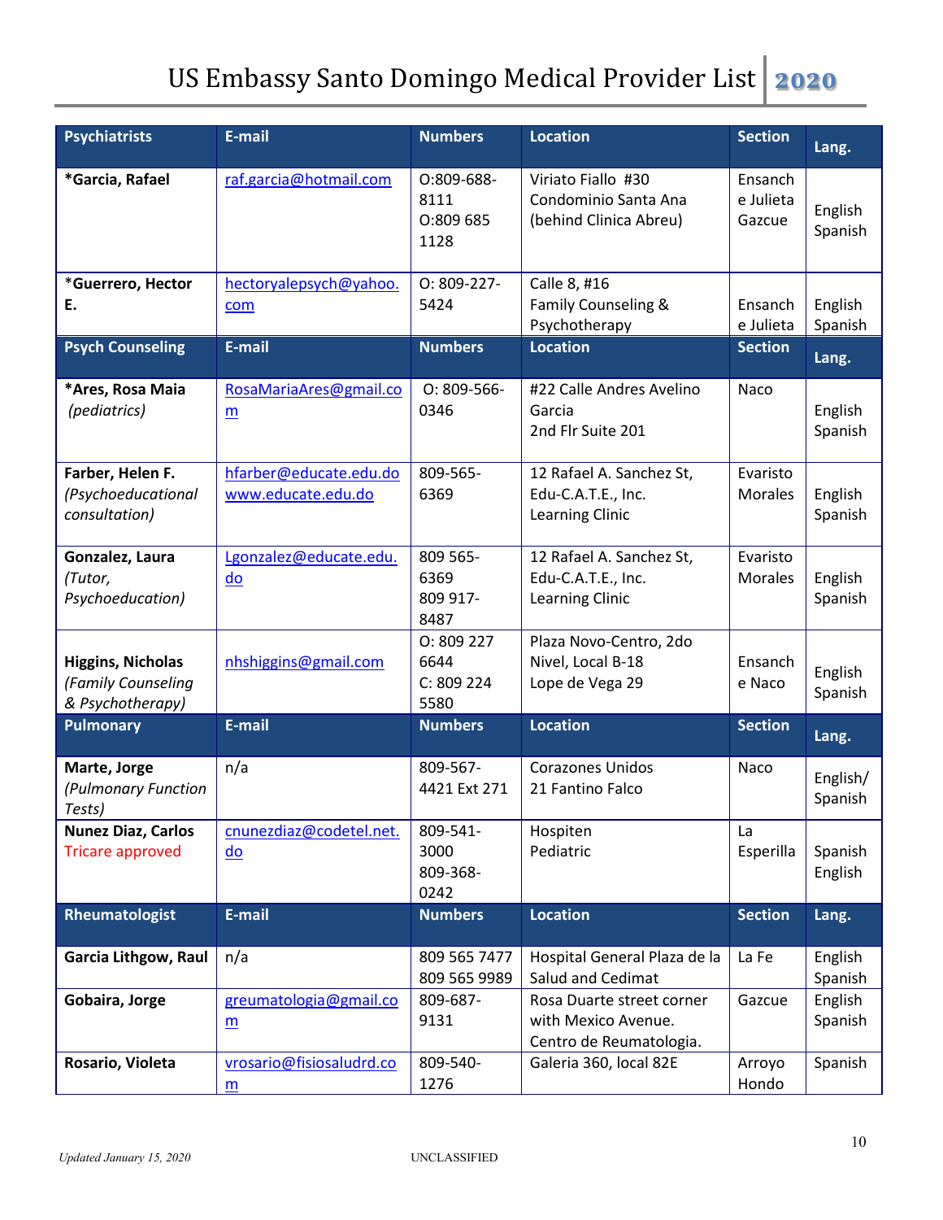# US Embassy Santo Domingo Medical Provider List 2020

| Psychiatrists | E-mail | Numbers | Location | Section | Lang. |
|---|---|---|---|---|---|
| ***Garcia, Rafael** | raf.garcia@hotmail.com | O:809-688-8111<br>O:809 685 1128 | Viriato Fiallo #30<br>Condominio Santa Ana<br>(behind Clinica Abreu) | Ensanche Julieta Gazcue | English Spanish |
| ***Guerrero, Hector E.** | hectoryalepsych@yahoo.com | O: 809-227-5424 | Calle 8, #16<br>Family Counseling & Psychotherapy | Ensanche Julieta | English Spanish |
| **Psych Counseling** | **E-mail** | **Numbers** | **Location** | **Section** | **Lang.** |
| ***Ares, Rosa Maia** *(pediatrics)* | RosaMariaAres@gmail.com | O: 809-566-0346 | #22 Calle Andres Avelino Garcia<br>2nd Flr Suite 201 | Naco | English Spanish |
| **Farber, Helen F.** *(Psychoeducational consultation)* | hfarber@educate.edu.do<br>www.educate.edu.do | 809-565-6369 | 12 Rafael A. Sanchez St,<br>Edu-C.A.T.E., Inc.<br>Learning Clinic | Evaristo Morales | English Spanish |
| **Gonzalez, Laura** *(Tutor, Psychoeducation)* | Lgonzalez@educate.edu.do | 809 565-6369<br>809 917-8487 | 12 Rafael A. Sanchez St,<br>Edu-C.A.T.E., Inc.<br>Learning Clinic | Evaristo Morales | English Spanish |
| **Higgins, Nicholas** *(Family Counseling & Psychotherapy)* | nhshiggins@gmail.com | O: 809 227 6644<br>C: 809 224 5580 | Plaza Novo-Centro, 2do Nivel, Local B-18<br>Lope de Vega 29 | Ensanche Naco | English Spanish |
| **Pulmonary** | **E-mail** | **Numbers** | **Location** | **Section** | **Lang.** |
| **Marte, Jorge** *(Pulmonary Function Tests)* | n/a | 809-567-4421 Ext 271 | Corazones Unidos<br>21 Fantino Falco | Naco | English/ Spanish |
| **Nunez Diaz, Carlos**<br>Tricare approved | cnunezdiaz@codetel.net.do | 809-541-3000<br>809-368-0242 | Hospiten<br>Pediatric | La Esperilla | Spanish English |
| **Rheumatologist** | **E-mail** | **Numbers** | **Location** | **Section** | **Lang.** |
| **Garcia Lithgow, Raul** | n/a | 809 565 7477<br>809 565 9989 | Hospital General Plaza de la Salud and Cedimat | La Fe | English Spanish |
| **Gobaira, Jorge** | greumatologia@gmail.com | 809-687-9131 | Rosa Duarte street corner with Mexico Avenue.<br>Centro de Reumatologia. | Gazcue | English Spanish |
| **Rosario, Violeta** | vrosario@fisiosaludrd.com | 809-540-1276 | Galeria 360, local 82E | Arroyo Hondo | Spanish |

Updated January 15, 2020

UNCLASSIFIED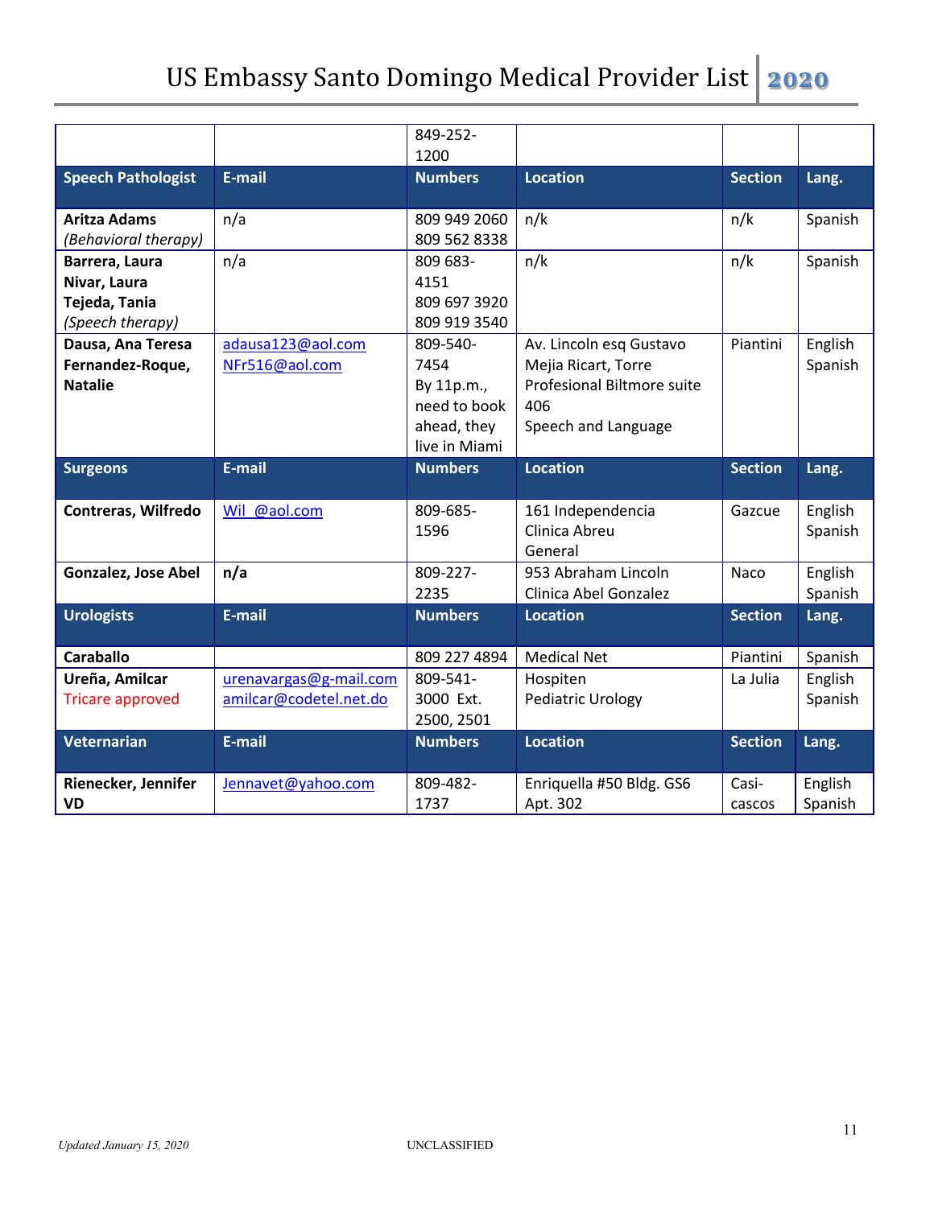| | | 849-252-1200 | | | |
|---|---|---|---|---|---|
| **Speech Pathologist** | **E-mail** | **Numbers** | **Location** | **Section** | **Lang.** |
| **Aritza Adams** *(Behavioral therapy)* | n/a | 809 949 2060 809 562 8338 | n/k | n/k | Spanish |
| **Barrera, Laura** **Nivar, Laura** **Tejeda, Tania** *(Speech therapy)* | n/a | 809 683-4151 809 697 3920 809 919 3540 | n/k | n/k | Spanish |
| **Dausa, Ana Teresa** **Fernandez-Roque, Natalie** | adausa123@aol.com NFr516@aol.com | 809-540-7454 By 11p.m., need to book ahead, they live in Miami | Av. Lincoln esq Gustavo Mejia Ricart, Torre Profesional Biltmore suite 406 Speech and Language | Piantini | English Spanish |
| **Surgeons** | **E-mail** | **Numbers** | **Location** | **Section** | **Lang.** |
| **Contreras, Wilfredo** | Wil_@aol.com | 809-685-1596 | 161 Independencia Clinica Abreu General | Gazcue | English Spanish |
| **Gonzalez, Jose Abel** | **n/a** | 809-227-2235 | 953 Abraham Lincoln Clinica Abel Gonzalez | Naco | English Spanish |
| **Urologists** | **E-mail** | **Numbers** | **Location** | **Section** | **Lang.** |
| **Caraballo** | | 809 227 4894 | Medical Net | Piantini | Spanish |
| **Ureña, Amilcar** Tricare approved | urenavargas@g-mail.com amilcar@codetel.net.do | 809-541-3000 Ext. 2500, 2501 | Hospiten Pediatric Urology | La Julia | English Spanish |
| **Veternarian** | **E-mail** | **Numbers** | **Location** | **Section** | **Lang.** |
| **Rienecker, Jennifer VD** | Jennavet@yahoo.com | 809-482-1737 | Enriquella #50 Bldg. GS6 Apt. 302 | Casi-cascos | English Spanish |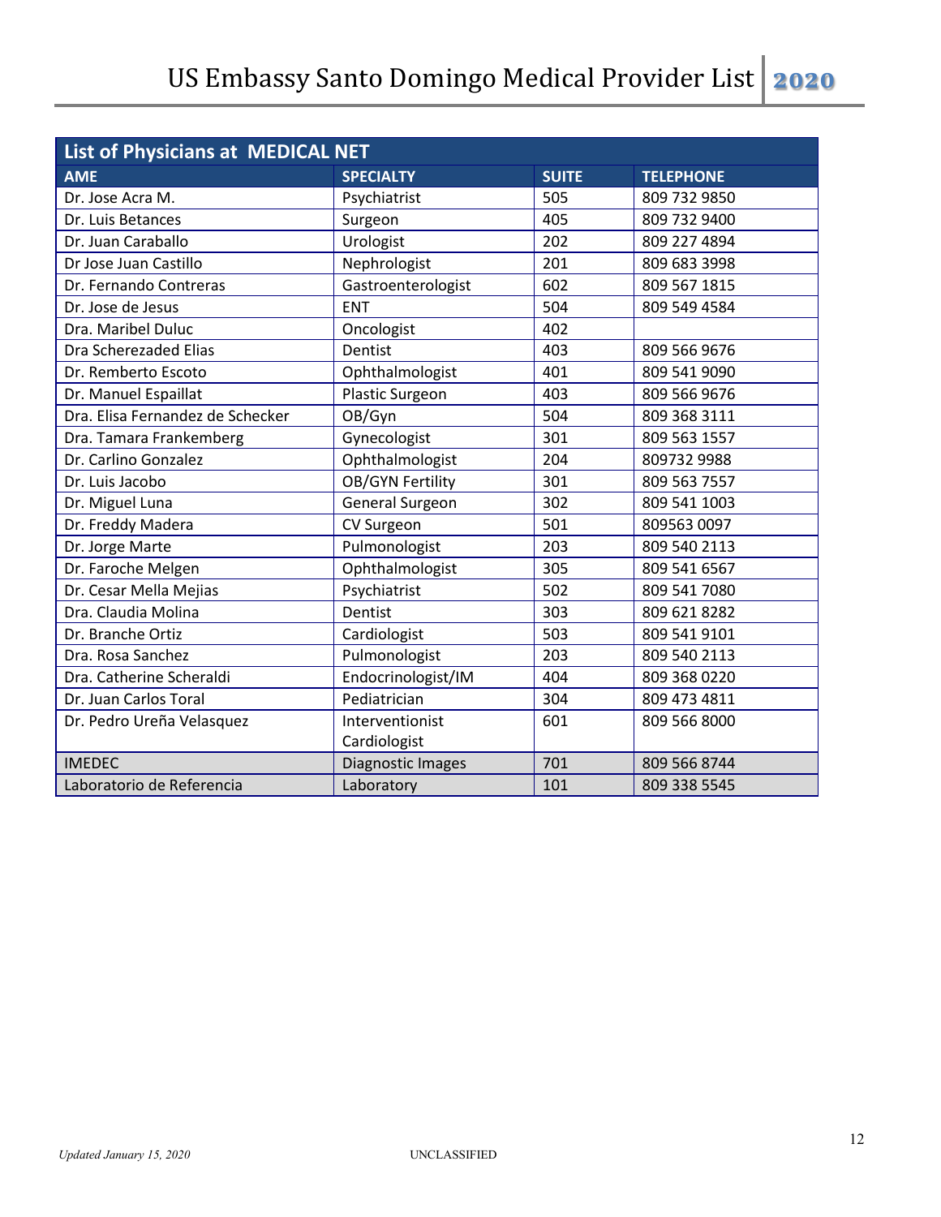| List of Physicians at MEDICAL NET | | | |
|---|---|---|---|
| AME | SPECIALTY | SUITE | TELEPHONE |
| Dr. Jose Acra M. | Psychiatrist | 505 | 809 732 9850 |
| Dr. Luis Betances | Surgeon | 405 | 809 732 9400 |
| Dr. Juan Caraballo | Urologist | 202 | 809 227 4894 |
| Dr Jose Juan Castillo | Nephrologist | 201 | 809 683 3998 |
| Dr. Fernando Contreras | Gastroenterologist | 602 | 809 567 1815 |
| Dr. Jose de Jesus | ENT | 504 | 809 549 4584 |
| Dra. Maribel Duluc | Oncologist | 402 | |
| Dra Scherezaded Elias | Dentist | 403 | 809 566 9676 |
| Dr. Remberto Escoto | Ophthalmologist | 401 | 809 541 9090 |
| Dr. Manuel Espaillat | Plastic Surgeon | 403 | 809 566 9676 |
| Dra. Elisa Fernandez de Schecker | OB/Gyn | 504 | 809 368 3111 |
| Dra. Tamara Frankemberg | Gynecologist | 301 | 809 563 1557 |
| Dr. Carlino Gonzalez | Ophthalmologist | 204 | 809732 9988 |
| Dr. Luis Jacobo | OB/GYN Fertility | 301 | 809 563 7557 |
| Dr. Miguel Luna | General Surgeon | 302 | 809 541 1003 |
| Dr. Freddy Madera | CV Surgeon | 501 | 809563 0097 |
| Dr. Jorge Marte | Pulmonologist | 203 | 809 540 2113 |
| Dr. Faroche Melgen | Ophthalmologist | 305 | 809 541 6567 |
| Dr. Cesar Mella Mejias | Psychiatrist | 502 | 809 541 7080 |
| Dra. Claudia Molina | Dentist | 303 | 809 621 8282 |
| Dr. Branche Ortiz | Cardiologist | 503 | 809 541 9101 |
| Dra. Rosa Sanchez | Pulmonologist | 203 | 809 540 2113 |
| Dra. Catherine Scheraldi | Endocrinologist/IM | 404 | 809 368 0220 |
| Dr. Juan Carlos Toral | Pediatrician | 304 | 809 473 4811 |
| Dr. Pedro Ureña Velasquez | Interventionist Cardiologist | 601 | 809 566 8000 |
| IMEDEC | Diagnostic Images | 701 | 809 566 8744 |
| Laboratorio de Referencia | Laboratory | 101 | 809 338 5545 |

*Updated January 15, 2020*

UNCLASSIFIED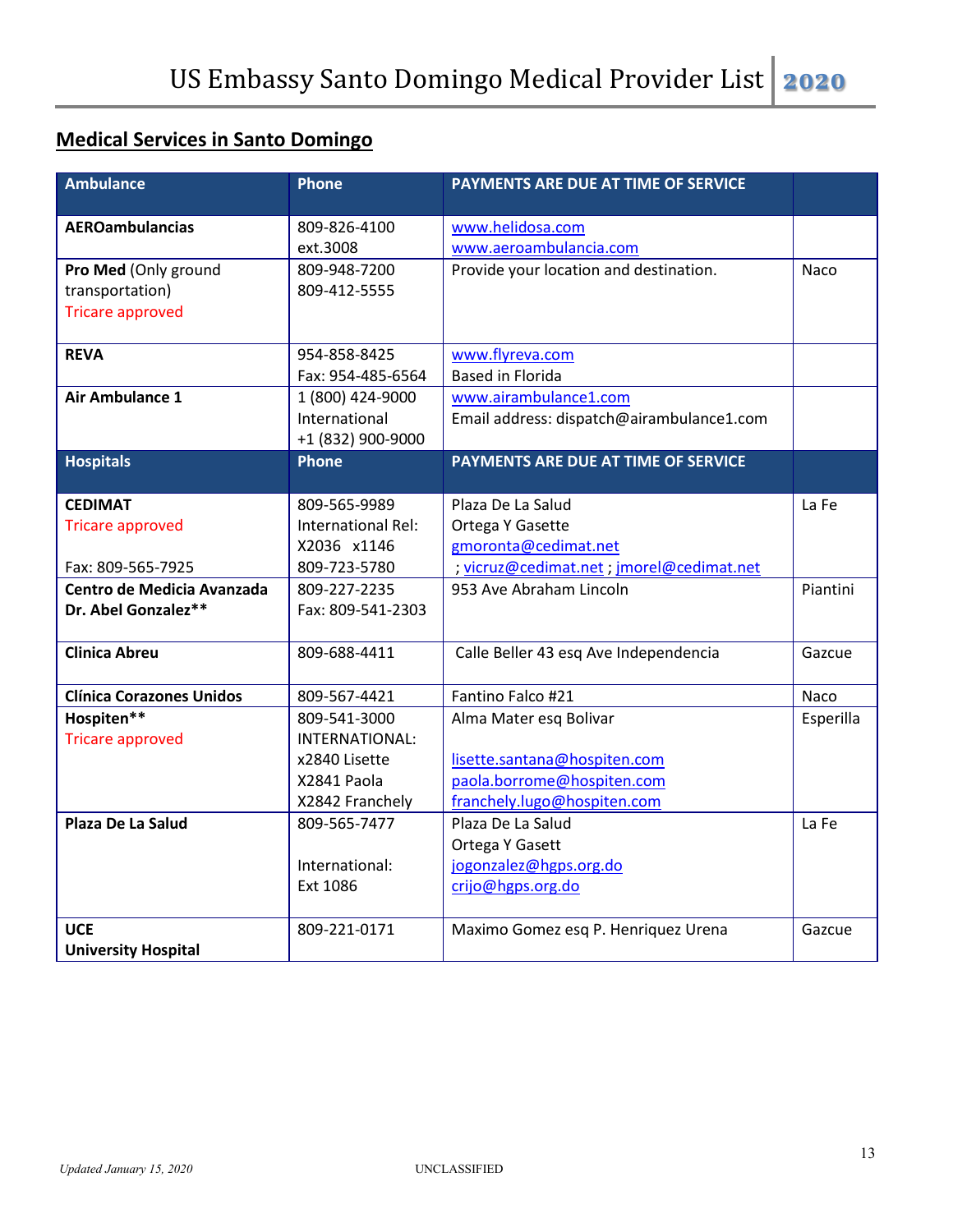## Medical Services in Santo Domingo

| Ambulance | Phone | PAYMENTS ARE DUE AT TIME OF SERVICE | |
|---|---|---|---|
| **AEROambulancias** | 809-826-4100 ext.3008 | www.helidosa.com www.aeroambulancia.com | |
| **Pro Med** (Only ground transportation) Tricare approved | 809-948-7200 809-412-5555 | Provide your location and destination. | Naco |
| **REVA** | 954-858-8425 Fax: 954-485-6564 | www.flyreva.com Based in Florida | |
| **Air Ambulance 1** | 1 (800) 424-9000 International +1 (832) 900-9000 | www.airambulance1.com Email address: dispatch@airambulance1.com | |
| **Hospitals** | **Phone** | **PAYMENTS ARE DUE AT TIME OF SERVICE** | |
| **CEDIMAT** Tricare approved Fax: 809-565-7925 | 809-565-9989 International Rel: X2036 x1146 809-723-5780 | Plaza De La Salud Ortega Y Gasette gmoronta@cedimat.net ; vicruz@cedimat.net ; jmorel@cedimat.net | La Fe |
| **Centro de Medicia Avanzada Dr. Abel Gonzalez**** | 809-227-2235 Fax: 809-541-2303 | 953 Ave Abraham Lincoln | Piantini |
| **Clinica Abreu** | 809-688-4411 | Calle Beller 43 esq Ave Independencia | Gazcue |
| **Clínica Corazones Unidos** | 809-567-4421 | Fantino Falco #21 | Naco |
| **Hospiten**** Tricare approved | 809-541-3000 INTERNATIONAL: x2840 Lisette X2841 Paola X2842 Franchely | Alma Mater esq Bolivar lisette.santana@hospiten.com paola.borrome@hospiten.com franchely.lugo@hospiten.com | Esperilla |
| **Plaza De La Salud** | 809-565-7477 International: Ext 1086 | Plaza De La Salud Ortega Y Gasett jogonzalez@hgps.org.do crijo@hgps.org.do | La Fe |
| **UCE University Hospital** | 809-221-0171 | Maximo Gomez esq P. Henriquez Urena | Gazcue |

*Updated January 15, 2020*

UNCLASSIFIED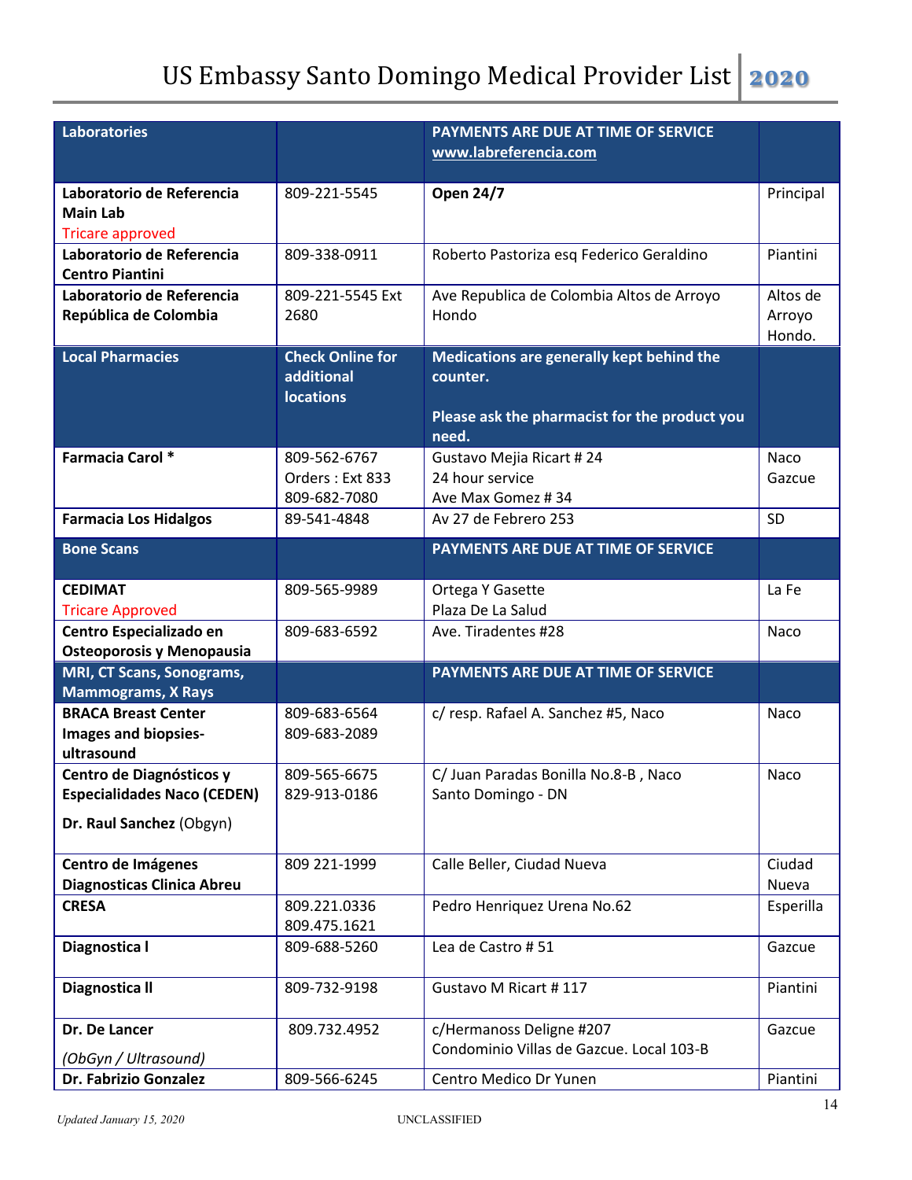| Laboratories | | PAYMENTS ARE DUE AT TIME OF SERVICE www.labreferencia.com | |
|---|---|---|---|
| **Laboratorio de Referencia Main Lab** Tricare approved | 809-221-5545 | **Open 24/7** | Principal |
| **Laboratorio de Referencia Centro Piantini** | 809-338-0911 | Roberto Pastoriza esq Federico Geraldino | Piantini |
| **Laboratorio de Referencia República de Colombia** | 809-221-5545 Ext 2680 | Ave Republica de Colombia Altos de Arroyo Hondo | Altos de Arroyo Hondo. |
| **Local Pharmacies** | **Check Online for additional locations** | **Medications are generally kept behind the counter.** **Please ask the pharmacist for the product you need.** | |
| **Farmacia Carol *** | 809-562-6767 Orders : Ext 833 809-682-7080 | Gustavo Mejia Ricart # 24 24 hour service Ave Max Gomez # 34 | Naco Gazcue |
| **Farmacia Los Hidalgos** | 89-541-4848 | Av 27 de Febrero 253 | SD |
| **Bone Scans** | | **PAYMENTS ARE DUE AT TIME OF SERVICE** | |
| **CEDIMAT** Tricare Approved | 809-565-9989 | Ortega Y Gasette Plaza De La Salud | La Fe |
| **Centro Especializado en Osteoporosis y Menopausia** | 809-683-6592 | Ave. Tiradentes #28 | Naco |
| **MRI, CT Scans, Sonograms, Mammograms, X Rays** | | **PAYMENTS ARE DUE AT TIME OF SERVICE** | |
| **BRACA Breast Center Images and biopsies- ultrasound** | 809-683-6564 809-683-2089 | c/ resp. Rafael A. Sanchez #5, Naco | Naco |
| **Centro de Diagnósticos y Especialidades Naco (CEDEN)** **Dr. Raul Sanchez** (Obgyn) | 809-565-6675 829-913-0186 | C/ Juan Paradas Bonilla No.8-B , Naco Santo Domingo - DN | Naco |
| **Centro de Imágenes Diagnosticas Clinica Abreu** | 809 221-1999 | Calle Beller, Ciudad Nueva | Ciudad Nueva |
| **CRESA** | 809.221.0336 809.475.1621 | Pedro Henriquez Urena No.62 | Esperilla |
| **Diagnostica l** | 809-688-5260 | Lea de Castro # 51 | Gazcue |
| **Diagnostica ll** | 809-732-9198 | Gustavo M Ricart # 117 | Piantini |
| **Dr. De Lancer** *(ObGyn / Ultrasound)* | 809.732.4952 | c/Hermanoss Deligne #207 Condominio Villas de Gazcue. Local 103-B | Gazcue |
| **Dr. Fabrizio Gonzalez** | 809-566-6245 | Centro Medico Dr Yunen | Piantini |

*Updated January 15, 2020*

UNCLASSIFIED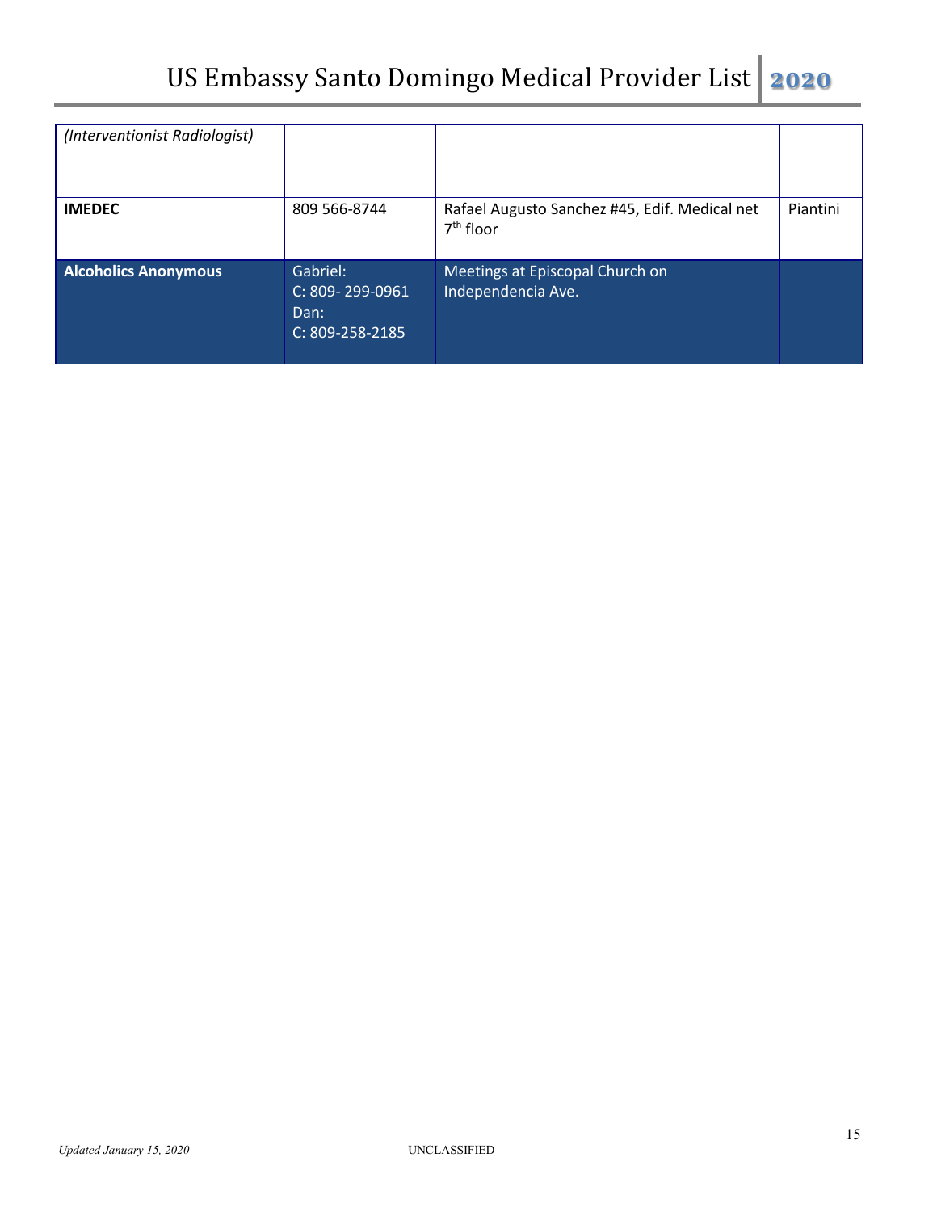| | | | |
|---|---|---|---|
| *(Interventionist Radiologist)* | | | |
| **IMEDEC** | 809 566-8744 | Rafael Augusto Sanchez #45, Edif. Medical net 7th floor | Piantini |
| **Alcoholics Anonymous** | Gabriel:<br>C: 809- 299-0961<br>Dan:<br>C: 809-258-2185 | Meetings at Episcopal Church on Independencia Ave. | |

*Updated January 15, 2020*

UNCLASSIFIED